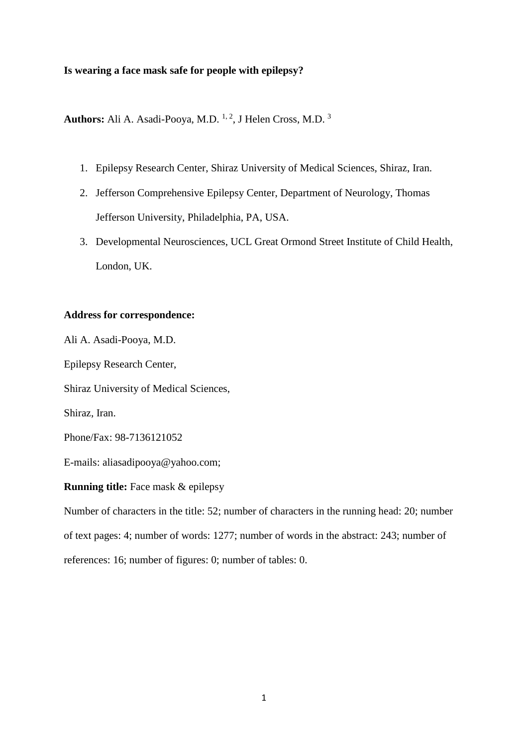**Is wearing a face mask safe for people with epilepsy?**

**Authors:** Ali A. Asadi-Pooya, M.D. [1, 2], J Helen Cross, M.D. [3]

1. Epilepsy Research Center, Shiraz University of Medical Sciences, Shiraz, Iran.
2. Jefferson Comprehensive Epilepsy Center, Department of Neurology, Thomas Jefferson University, Philadelphia, PA, USA.
3. Developmental Neurosciences, UCL Great Ormond Street Institute of Child Health, London, UK.

**Address for correspondence:**

Ali A. Asadi-Pooya, M.D.

Epilepsy Research Center,

Shiraz University of Medical Sciences,

Shiraz, Iran.

Phone/Fax: 98-7136121052

E-mails: aliasadipooya@yahoo.com;

**Running title:** Face mask & epilepsy

Number of characters in the title: 52; number of characters in the running head: 20; number of text pages: 4; number of words: 1277; number of words in the abstract: 243; number of references: 16; number of figures: 0; number of tables: 0.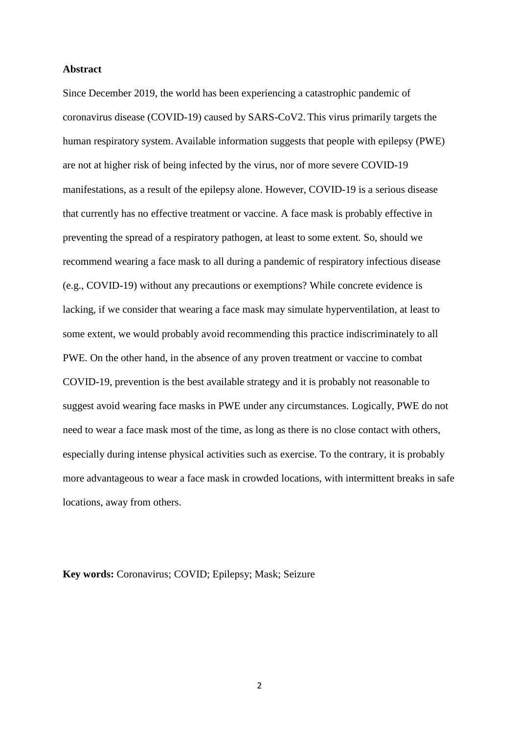**Abstract**

Since December 2019, the world has been experiencing a catastrophic pandemic of coronavirus disease (COVID-19) caused by SARS-CoV2. This virus primarily targets the human respiratory system. Available information suggests that people with epilepsy (PWE) are not at higher risk of being infected by the virus, nor of more severe COVID-19 manifestations, as a result of the epilepsy alone. However, COVID-19 is a serious disease that currently has no effective treatment or vaccine. A face mask is probably effective in preventing the spread of a respiratory pathogen, at least to some extent. So, should we recommend wearing a face mask to all during a pandemic of respiratory infectious disease (e.g., COVID-19) without any precautions or exemptions? While concrete evidence is lacking, if we consider that wearing a face mask may simulate hyperventilation, at least to some extent, we would probably avoid recommending this practice indiscriminately to all PWE. On the other hand, in the absence of any proven treatment or vaccine to combat COVID-19, prevention is the best available strategy and it is probably not reasonable to suggest avoid wearing face masks in PWE under any circumstances. Logically, PWE do not need to wear a face mask most of the time, as long as there is no close contact with others, especially during intense physical activities such as exercise. To the contrary, it is probably more advantageous to wear a face mask in crowded locations, with intermittent breaks in safe locations, away from others.

**Key words:** Coronavirus; COVID; Epilepsy; Mask; Seizure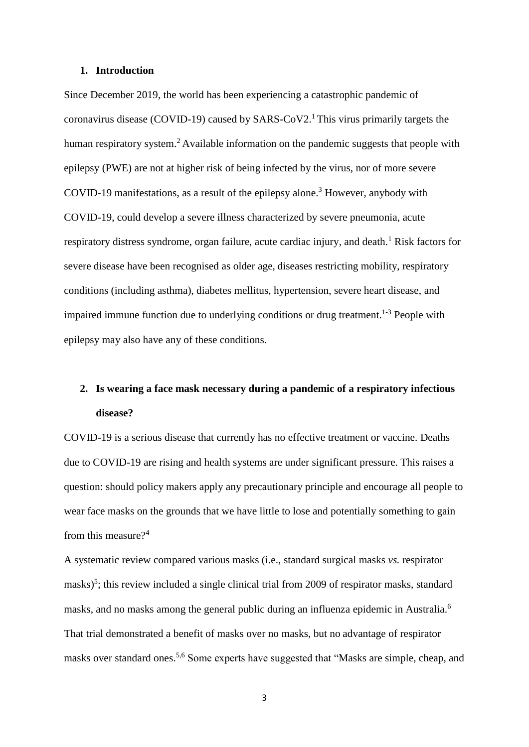## 1. Introduction

Since December 2019, the world has been experiencing a catastrophic pandemic of coronavirus disease (COVID-19) caused by SARS-CoV2.[1] This virus primarily targets the human respiratory system.[2] Available information on the pandemic suggests that people with epilepsy (PWE) are not at higher risk of being infected by the virus, nor of more severe COVID-19 manifestations, as a result of the epilepsy alone.[3] However, anybody with COVID-19, could develop a severe illness characterized by severe pneumonia, acute respiratory distress syndrome, organ failure, acute cardiac injury, and death.[1] Risk factors for severe disease have been recognised as older age, diseases restricting mobility, respiratory conditions (including asthma), diabetes mellitus, hypertension, severe heart disease, and impaired immune function due to underlying conditions or drug treatment.[1-3] People with epilepsy may also have any of these conditions.

## 2. Is wearing a face mask necessary during a pandemic of a respiratory infectious disease?

COVID-19 is a serious disease that currently has no effective treatment or vaccine. Deaths due to COVID-19 are rising and health systems are under significant pressure. This raises a question: should policy makers apply any precautionary principle and encourage all people to wear face masks on the grounds that we have little to lose and potentially something to gain from this measure?[4]

A systematic review compared various masks (i.e., standard surgical masks *vs.* respirator masks)[5]; this review included a single clinical trial from 2009 of respirator masks, standard masks, and no masks among the general public during an influenza epidemic in Australia.[6] That trial demonstrated a benefit of masks over no masks, but no advantage of respirator masks over standard ones.[5,6] Some experts have suggested that "Masks are simple, cheap, and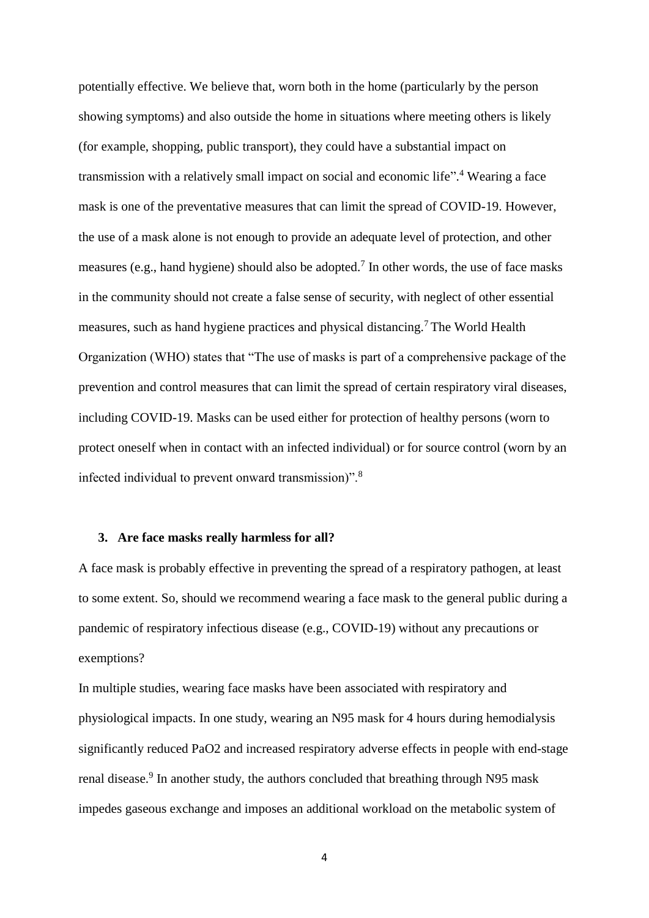potentially effective. We believe that, worn both in the home (particularly by the person showing symptoms) and also outside the home in situations where meeting others is likely (for example, shopping, public transport), they could have a substantial impact on transmission with a relatively small impact on social and economic life".[4] Wearing a face mask is one of the preventative measures that can limit the spread of COVID-19. However, the use of a mask alone is not enough to provide an adequate level of protection, and other measures (e.g., hand hygiene) should also be adopted.[7] In other words, the use of face masks in the community should not create a false sense of security, with neglect of other essential measures, such as hand hygiene practices and physical distancing.[7] The World Health Organization (WHO) states that "The use of masks is part of a comprehensive package of the prevention and control measures that can limit the spread of certain respiratory viral diseases, including COVID-19. Masks can be used either for protection of healthy persons (worn to protect oneself when in contact with an infected individual) or for source control (worn by an infected individual to prevent onward transmission)".[8]

## 3. Are face masks really harmless for all?

A face mask is probably effective in preventing the spread of a respiratory pathogen, at least to some extent. So, should we recommend wearing a face mask to the general public during a pandemic of respiratory infectious disease (e.g., COVID-19) without any precautions or exemptions?

In multiple studies, wearing face masks have been associated with respiratory and physiological impacts. In one study, wearing an N95 mask for 4 hours during hemodialysis significantly reduced $PaO_2$ and increased respiratory adverse effects in people with end-stage renal disease.[9] In another study, the authors concluded that breathing through N95 mask impedes gaseous exchange and imposes an additional workload on the metabolic system of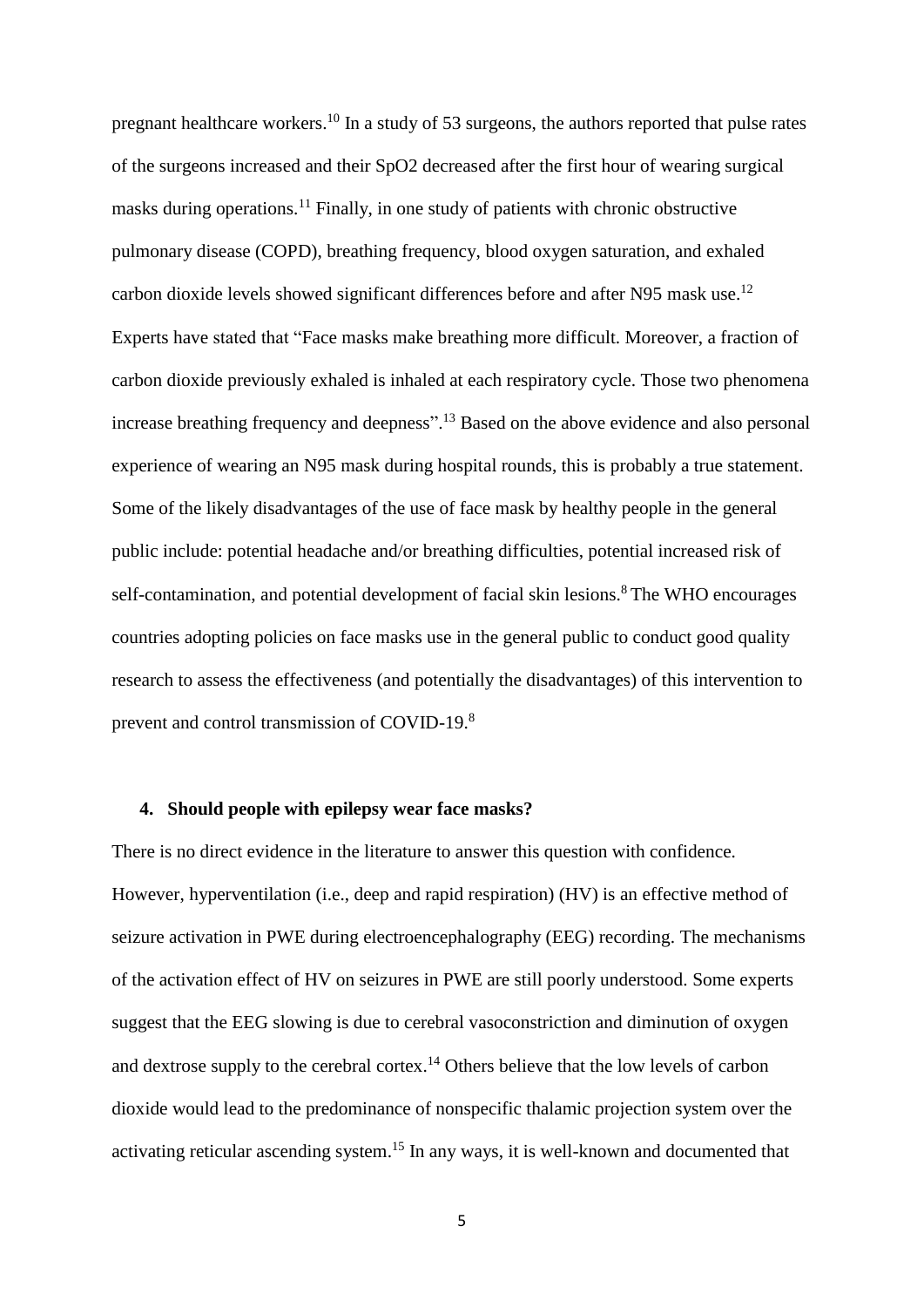pregnant healthcare workers.[10] In a study of 53 surgeons, the authors reported that pulse rates of the surgeons increased and their SpO2 decreased after the first hour of wearing surgical masks during operations.[11] Finally, in one study of patients with chronic obstructive pulmonary disease (COPD), breathing frequency, blood oxygen saturation, and exhaled carbon dioxide levels showed significant differences before and after N95 mask use.[12] Experts have stated that "Face masks make breathing more difficult. Moreover, a fraction of carbon dioxide previously exhaled is inhaled at each respiratory cycle. Those two phenomena increase breathing frequency and deepness".[13] Based on the above evidence and also personal experience of wearing an N95 mask during hospital rounds, this is probably a true statement. Some of the likely disadvantages of the use of face mask by healthy people in the general public include: potential headache and/or breathing difficulties, potential increased risk of self-contamination, and potential development of facial skin lesions.[8] The WHO encourages countries adopting policies on face masks use in the general public to conduct good quality research to assess the effectiveness (and potentially the disadvantages) of this intervention to prevent and control transmission of COVID-19.[8]

#### 4. Should people with epilepsy wear face masks?

There is no direct evidence in the literature to answer this question with confidence. However, hyperventilation (i.e., deep and rapid respiration) (HV) is an effective method of seizure activation in PWE during electroencephalography (EEG) recording. The mechanisms of the activation effect of HV on seizures in PWE are still poorly understood. Some experts suggest that the EEG slowing is due to cerebral vasoconstriction and diminution of oxygen and dextrose supply to the cerebral cortex.[14] Others believe that the low levels of carbon dioxide would lead to the predominance of nonspecific thalamic projection system over the activating reticular ascending system.[15] In any ways, it is well-known and documented that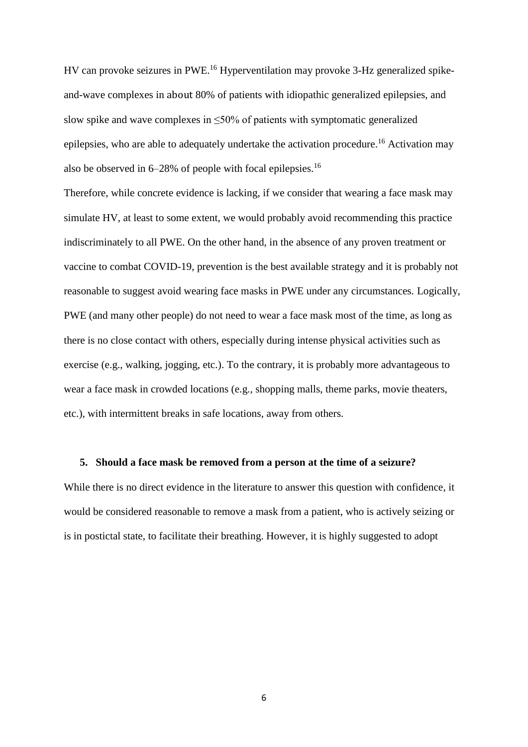HV can provoke seizures in PWE.[16] Hyperventilation may provoke 3-Hz generalized spike-and-wave complexes in about 80% of patients with idiopathic generalized epilepsies, and slow spike and wave complexes in ≤50% of patients with symptomatic generalized epilepsies, who are able to adequately undertake the activation procedure.[16] Activation may also be observed in 6–28% of people with focal epilepsies.[16]

Therefore, while concrete evidence is lacking, if we consider that wearing a face mask may simulate HV, at least to some extent, we would probably avoid recommending this practice indiscriminately to all PWE. On the other hand, in the absence of any proven treatment or vaccine to combat COVID-19, prevention is the best available strategy and it is probably not reasonable to suggest avoid wearing face masks in PWE under any circumstances. Logically, PWE (and many other people) do not need to wear a face mask most of the time, as long as there is no close contact with others, especially during intense physical activities such as exercise (e.g., walking, jogging, etc.). To the contrary, it is probably more advantageous to wear a face mask in crowded locations (e.g., shopping malls, theme parks, movie theaters, etc.), with intermittent breaks in safe locations, away from others.

### 5. Should a face mask be removed from a person at the time of a seizure?

While there is no direct evidence in the literature to answer this question with confidence, it would be considered reasonable to remove a mask from a patient, who is actively seizing or is in postictal state, to facilitate their breathing. However, it is highly suggested to adopt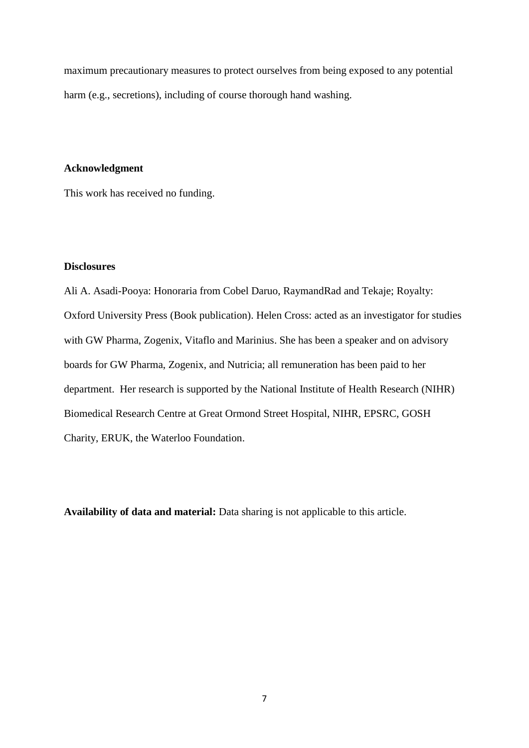maximum precautionary measures to protect ourselves from being exposed to any potential harm (e.g., secretions), including of course thorough hand washing.

**Acknowledgment**

This work has received no funding.

**Disclosures**

Ali A. Asadi-Pooya: Honoraria from Cobel Daruo, RaymandRad and Tekaje; Royalty: Oxford University Press (Book publication). Helen Cross: acted as an investigator for studies with GW Pharma, Zogenix, Vitaflo and Marinius. She has been a speaker and on advisory boards for GW Pharma, Zogenix, and Nutricia; all remuneration has been paid to her department. Her research is supported by the National Institute of Health Research (NIHR) Biomedical Research Centre at Great Ormond Street Hospital, NIHR, EPSRC, GOSH Charity, ERUK, the Waterloo Foundation.

**Availability of data and material:** Data sharing is not applicable to this article.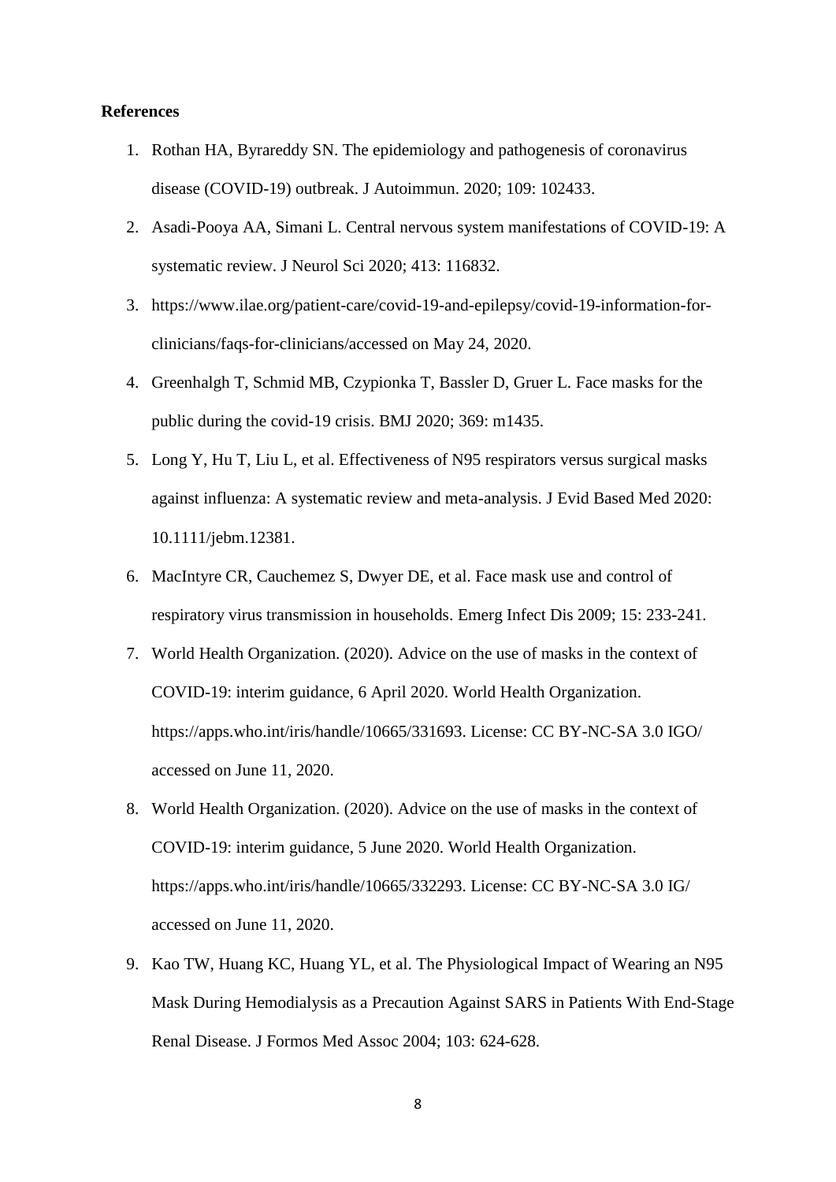**References**

1. Rothan HA, Byrareddy SN. The epidemiology and pathogenesis of coronavirus disease (COVID-19) outbreak. J Autoimmun. 2020; 109: 102433.
2. Asadi-Pooya AA, Simani L. Central nervous system manifestations of COVID-19: A systematic review. J Neurol Sci 2020; 413: 116832.
3. https://www.ilae.org/patient-care/covid-19-and-epilepsy/covid-19-information-for-clinicians/faqs-for-clinicians/accessed on May 24, 2020.
4. Greenhalgh T, Schmid MB, Czypionka T, Bassler D, Gruer L. Face masks for the public during the covid-19 crisis. BMJ 2020; 369: m1435.
5. Long Y, Hu T, Liu L, et al. Effectiveness of N95 respirators versus surgical masks against influenza: A systematic review and meta-analysis. J Evid Based Med 2020: 10.1111/jebm.12381.
6. MacIntyre CR, Cauchemez S, Dwyer DE, et al. Face mask use and control of respiratory virus transmission in households. Emerg Infect Dis 2009; 15: 233-241.
7. World Health Organization. (2020). Advice on the use of masks in the context of COVID-19: interim guidance, 6 April 2020. World Health Organization. https://apps.who.int/iris/handle/10665/331693. License: CC BY-NC-SA 3.0 IGO/ accessed on June 11, 2020.
8. World Health Organization. (2020). Advice on the use of masks in the context of COVID-19: interim guidance, 5 June 2020. World Health Organization. https://apps.who.int/iris/handle/10665/332293. License: CC BY-NC-SA 3.0 IG/ accessed on June 11, 2020.
9. Kao TW, Huang KC, Huang YL, et al. The Physiological Impact of Wearing an N95 Mask During Hemodialysis as a Precaution Against SARS in Patients With End-Stage Renal Disease. J Formos Med Assoc 2004; 103: 624-628.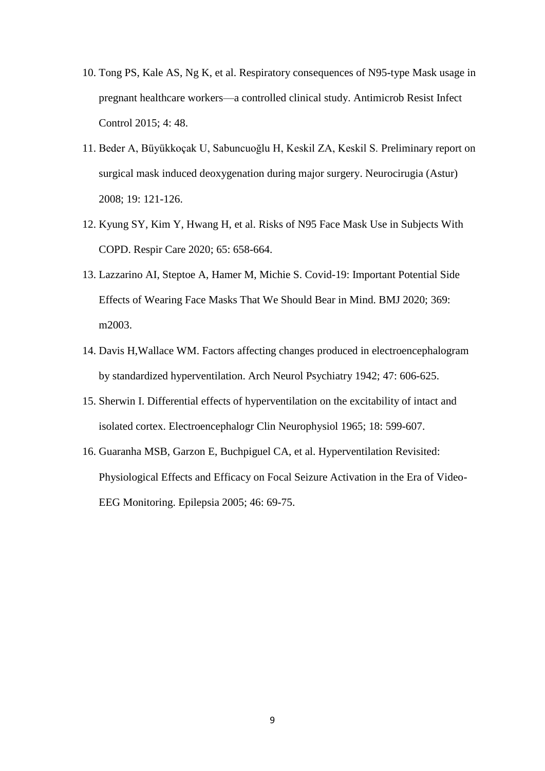10. Tong PS, Kale AS, Ng K, et al. Respiratory consequences of N95-type Mask usage in pregnant healthcare workers—a controlled clinical study. Antimicrob Resist Infect Control 2015; 4: 48.
11. Beder A, Büyükkoçak U, Sabuncuoğlu H, Keskil ZA, Keskil S. Preliminary report on surgical mask induced deoxygenation during major surgery. Neurocirugia (Astur) 2008; 19: 121-126.
12. Kyung SY, Kim Y, Hwang H, et al. Risks of N95 Face Mask Use in Subjects With COPD. Respir Care 2020; 65: 658-664.
13. Lazzarino AI, Steptoe A, Hamer M, Michie S. Covid-19: Important Potential Side Effects of Wearing Face Masks That We Should Bear in Mind. BMJ 2020; 369: m2003.
14. Davis H,Wallace WM. Factors affecting changes produced in electroencephalogram by standardized hyperventilation. Arch Neurol Psychiatry 1942; 47: 606-625.
15. Sherwin I. Differential effects of hyperventilation on the excitability of intact and isolated cortex. Electroencephalogr Clin Neurophysiol 1965; 18: 599-607.
16. Guaranha MSB, Garzon E, Buchpiguel CA, et al. Hyperventilation Revisited: Physiological Effects and Efficacy on Focal Seizure Activation in the Era of Video-EEG Monitoring. Epilepsia 2005; 46: 69-75.